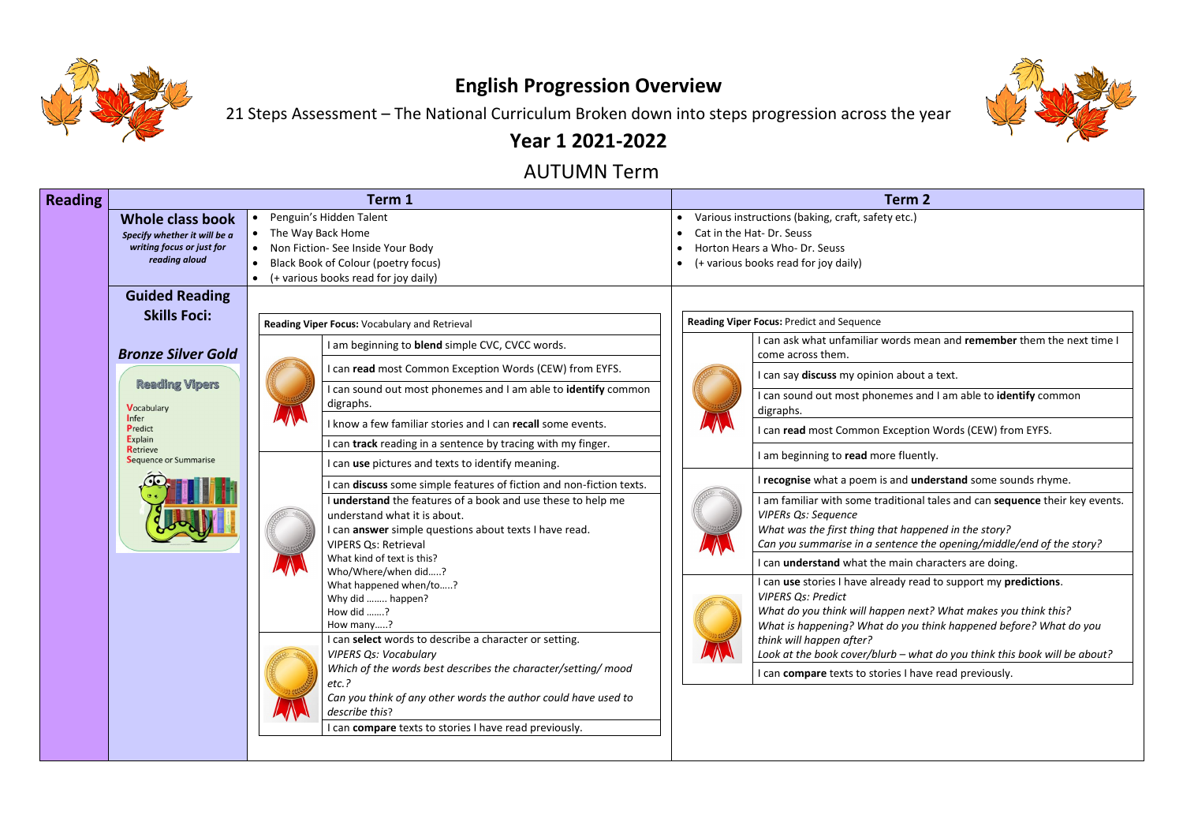# English Progression Overview

21 Steps Assessment – The National Curriculum Broken down into steps progression across the year

## Year 1 2021-2022

## AUTUMN Term

| Reading | | Term 1 | Term 2 |
|---|---|---|---|
| | **Whole class book** *Specify whether it will be a writing focus or just for reading aloud* | • Penguin's Hidden Talent<br>• The Way Back Home<br>• Non Fiction- See Inside Your Body<br>• Black Book of Colour (poetry focus)<br>• (+ various books read for joy daily) | • Various instructions (baking, craft, safety etc.)<br>• Cat in the Hat- Dr. Seuss<br>• Horton Hears a Who- Dr. Seuss<br>• (+ various books read for joy daily) |
| | **Guided Reading Skills Foci:**<br><br>***Bronze Silver Gold***<br><br>**Reading Vipers**<br>**V**ocabulary<br>**I**nfer<br>**P**redict<br>**E**xplain<br>**R**etrieve<br>**S**equence or Summarise | **Reading Viper Focus:** Vocabulary and Retrieval<br><br>**Bronze:**<br>I am beginning to **blend** simple CVC, CVCC words.<br>I can **read** most Common Exception Words (CEW) from EYFS.<br>I can sound out most phonemes and I am able to **identify** common digraphs.<br>I know a few familiar stories and I can **recall** some events.<br>I can **track** reading in a sentence by tracing with my finger.<br><br>**Silver:**<br>I can **use** pictures and texts to identify meaning.<br>I can **discuss** some simple features of fiction and non-fiction texts.<br>I **understand** the features of a book and use these to help me understand what it is about.<br>I can **answer** simple questions about texts I have read.<br>VIPERS Qs: Retrieval<br>What kind of text is this?<br>Who/Where/when did…..?<br>What happened when/to…..?<br>Why did …….. happen?<br>How did …….?<br>How many…..?<br><br>**Gold:**<br>I can **select** words to describe a character or setting.<br>*VIPERS Qs: Vocabulary*<br>*Which of the words best describes the character/setting/ mood etc.?*<br>*Can you think of any other words the author could have used to describe this?*<br>I can **compare** texts to stories I have read previously. | **Reading Viper Focus:** Predict and Sequence<br><br>**Bronze:**<br>I can ask what unfamiliar words mean and **remember** them the next time I come across them.<br>I can say **discuss** my opinion about a text.<br>I can sound out most phonemes and I am able to **identify** common digraphs.<br>I can **read** most Common Exception Words (CEW) from EYFS.<br>I am beginning to **read** more fluently.<br><br>**Silver:**<br>I **recognise** what a poem is and **understand** some sounds rhyme.<br>I am familiar with some traditional tales and can **sequence** their key events.<br>*VIPERs Qs: Sequence*<br>*What was the first thing that happened in the story?*<br>*Can you summarise in a sentence the opening/middle/end of the story?*<br>I can **understand** what the main characters are doing.<br><br>**Gold:**<br>I can **use** stories I have already read to support my **predictions**.<br>*VIPERS Qs: Predict*<br>*What do you think will happen next? What makes you think this?*<br>*What is happening? What do you think happened before? What do you think will happen after?*<br>*Look at the book cover/blurb – what do you think this book will be about?*<br>I can **compare** texts to stories I have read previously. |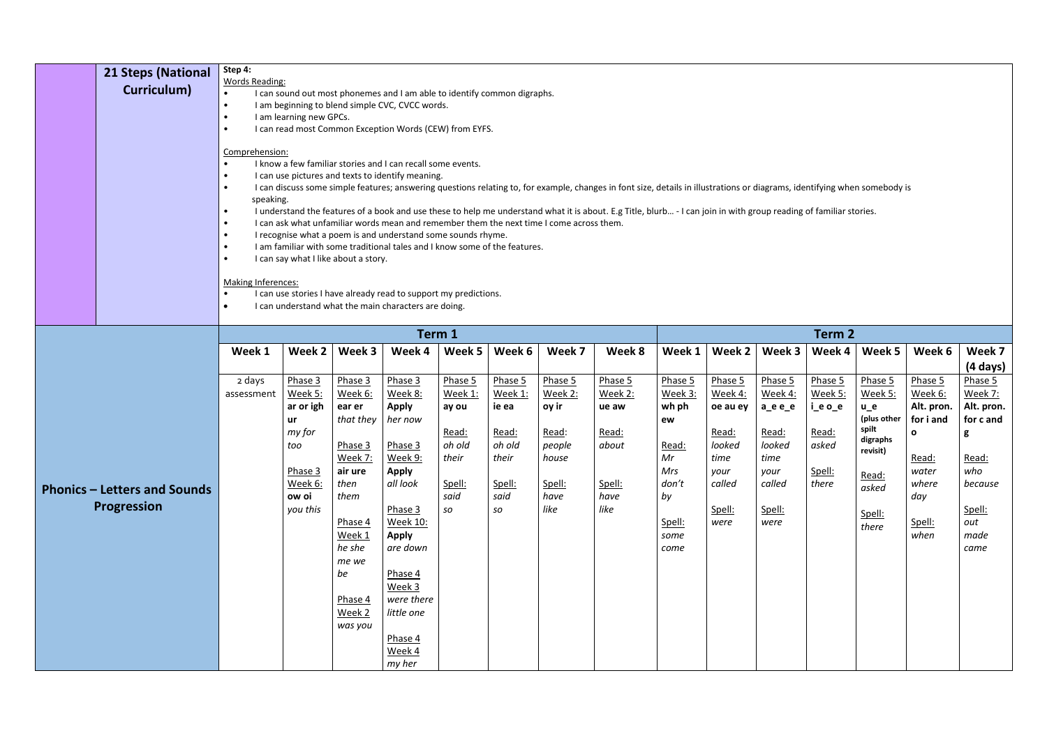## 21 Steps (National Curriculum)

**Step 4:**

Words Reading:

- I can sound out most phonemes and I am able to identify common digraphs.
- I am beginning to blend simple CVC, CVCC words.
- I am learning new GPCs.
- I can read most Common Exception Words (CEW) from EYFS.

Comprehension:

- I know a few familiar stories and I can recall some events.
- I can use pictures and texts to identify meaning.
- I can discuss some simple features; answering questions relating to, for example, changes in font size, details in illustrations or diagrams, identifying when somebody is speaking.
- I understand the features of a book and use these to help me understand what it is about. E.g Title, blurb… - I can join in with group reading of familiar stories.
- I can ask what unfamiliar words mean and remember them the next time I come across them.
- I recognise what a poem is and understand some sounds rhyme.
- I am familiar with some traditional tales and I know some of the features.
- I can say what I like about a story.

Making Inferences:

- I can use stories I have already read to support my predictions.
- I can understand what the main characters are doing.

## Phonics – Letters and Sounds Progression

| Term 1 | | | | | | | | Term 2 | | | | | | |
|---|---|---|---|---|---|---|---|---|---|---|---|---|---|---|
| **Week 1** | **Week 2** | **Week 3** | **Week 4** | **Week 5** | **Week 6** | **Week 7** | **Week 8** | **Week 1** | **Week 2** | **Week 3** | **Week 4** | **Week 5** | **Week 6** | **Week 7 (4 days)** |
| 2 days assessment | Phase 3 Week 5: **ar or igh ur** *my for too* <br> Phase 3 Week 6: **ow oi** *you this* | Phase 3 Week 6: **ear er** *that they* <br> Phase 3 Week 7: **air ure** *then them* <br> Phase 4 Week 1 *he she me we be* <br> Phase 4 Week 2 *was you* | Phase 3 Week 8: **Apply** *her now* <br> Phase 3 Week 9: **Apply** *all look* <br> Phase 3 Week 10: **Apply** *are down* <br> Phase 4 Week 3 *were there little one* <br> Phase 4 Week 4 *my her* | Phase 5 Week 1: **ay ou** <br> Read: *oh old their* <br> Spell: *said so* | Phase 5 Week 1: **ie ea** <br> Read: *oh old their* <br> Spell: *said so* | Phase 5 Week 2: **oy ir** <br> Read: *people house* <br> Spell: *have like* | Phase 5 Week 2: **ue aw** <br> Read: *about* <br> Spell: *have like* | Phase 5 Week 3: **wh ph ew** <br> Read: *Mr Mrs don't by* <br> Spell: *some come* | Phase 5 Week 4: **oe au ey** <br> Read: *looked time your called* <br> Spell: *were* | Phase 5 Week 4: **a_e e_e** <br> Read: *looked time your called* <br> Spell: *were* | Phase 5 Week 5: **i_e o_e** <br> Read: *asked* <br> Spell: *there* | Phase 5 Week 5: **u_e** **(plus other spilt digraphs revisit)** <br> Read: *asked* <br> Spell: *there* | Phase 5 Week 6: **Alt. pron. for i and o** <br> Read: *water where day* <br> Spell: *when* | Phase 5 Week 7: **Alt. pron. for c and g** <br> Read: *who because* <br> Spell: *out made came* |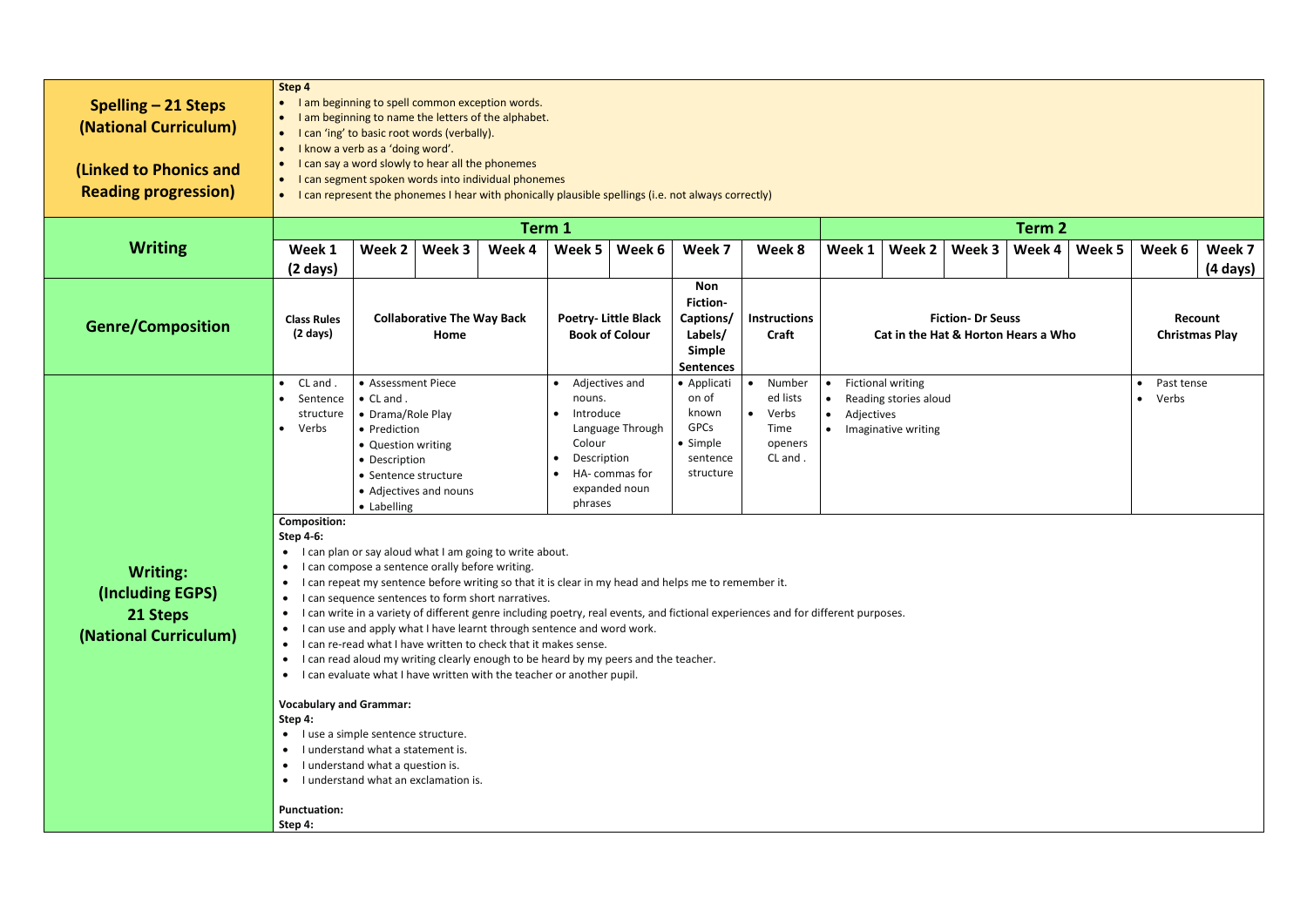| **Spelling – 21 Steps (National Curriculum)** **(Linked to Phonics and Reading progression)** | **Step 4** • I am beginning to spell common exception words. • I am beginning to name the letters of the alphabet. • I can 'ing' to basic root words (verbally). • I know a verb as a 'doing word'. • I can say a word slowly to hear all the phonemes • I can segment spoken words into individual phonemes • I can represent the phonemes I hear with phonically plausible spellings (i.e. not always correctly) | | | | | | | | | | | | | | |
|---|---|---|---|---|---|---|---|---|---|---|---|---|---|---|---|
| **Writing** | **Term 1** | | | | | | | | **Term 2** | | | | | | |
| | **Week 1 (2 days)** | **Week 2** | **Week 3** | **Week 4** | **Week 5** | **Week 6** | **Week 7** | **Week 8** | **Week 1** | **Week 2** | **Week 3** | **Week 4** | **Week 5** | **Week 6** | **Week 7 (4 days)** |
| **Genre/Composition** | **Class Rules (2 days)** | **Collaborative The Way Back Home** | | | **Poetry- Little Black Book of Colour** | | **Non Fiction- Captions/ Labels/ Simple Sentences** | **Instructions Craft** | **Fiction- Dr Seuss Cat in the Hat & Horton Hears a Who** | | | | | **Recount Christmas Play** | |
| | • CL and . • Sentence structure • Verbs | • Assessment Piece • CL and . • Drama/Role Play • Prediction • Question writing • Description • Sentence structure • Adjectives and nouns • Labelling | | | • Adjectives and nouns. • Introduce Language Through Colour • Description • HA- commas for expanded noun phrases | | • Application of known GPCs • Simple sentence structure | • Numbered lists • Verbs Time openers CL and . | • Fictional writing • Reading stories aloud • Adjectives • Imaginative writing | | | | | • Past tense • Verbs | |
| **Writing: (Including EGPS) 21 Steps (National Curriculum)** | **Composition:** **Step 4-6:** • I can plan or say aloud what I am going to write about. • I can compose a sentence orally before writing. • I can repeat my sentence before writing so that it is clear in my head and helps me to remember it. • I can sequence sentences to form short narratives. • I can write in a variety of different genre including poetry, real events, and fictional experiences and for different purposes. • I can use and apply what I have learnt through sentence and word work. • I can re-read what I have written to check that it makes sense. • I can read aloud my writing clearly enough to be heard by my peers and the teacher. • I can evaluate what I have written with the teacher or another pupil. **Vocabulary and Grammar:** **Step 4:** • I use a simple sentence structure. • I understand what a statement is. • I understand what a question is. • I understand what an exclamation is. **Punctuation:** **Step 4:** | | | | | | | | | | | | | | |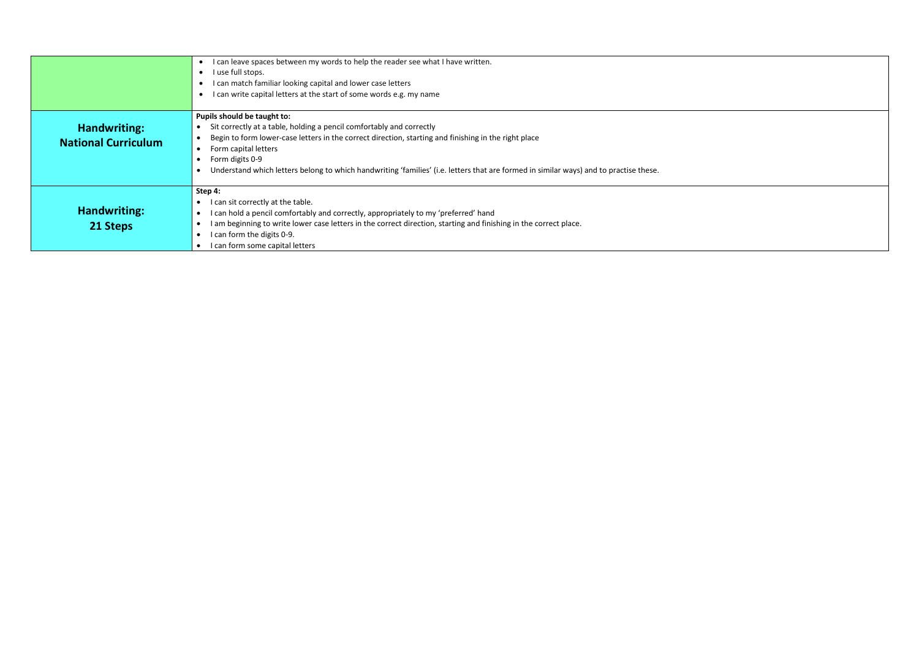| | |
|---|---|
| | • I can leave spaces between my words to help the reader see what I have written.<br>• I use full stops.<br>• I can match familiar looking capital and lower case letters<br>• I can write capital letters at the start of some words e.g. my name |
| **Handwriting: National Curriculum** | **Pupils should be taught to:**<br>• Sit correctly at a table, holding a pencil comfortably and correctly<br>• Begin to form lower-case letters in the correct direction, starting and finishing in the right place<br>• Form capital letters<br>• Form digits 0-9<br>• Understand which letters belong to which handwriting 'families' (i.e. letters that are formed in similar ways) and to practise these. |
| **Handwriting: 21 Steps** | **Step 4:**<br>• I can sit correctly at the table.<br>• I can hold a pencil comfortably and correctly, appropriately to my 'preferred' hand<br>• I am beginning to write lower case letters in the correct direction, starting and finishing in the correct place.<br>• I can form the digits 0-9.<br>• I can form some capital letters |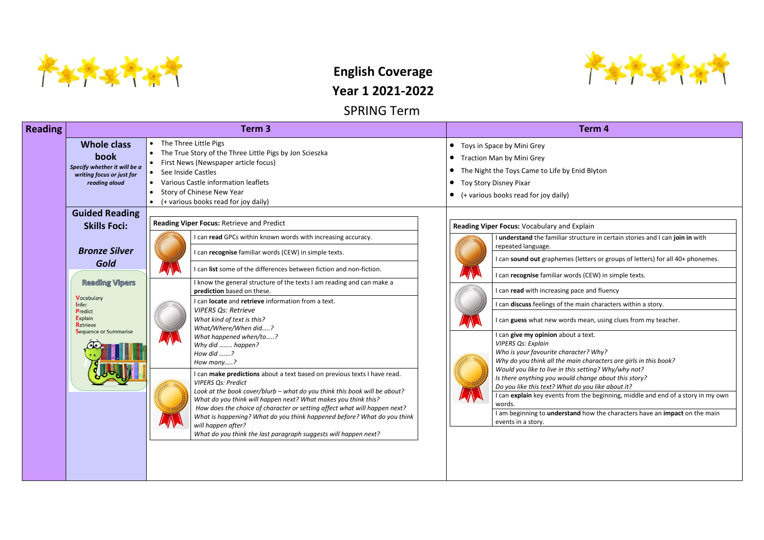# English Coverage

## Year 1 2021-2022

### SPRING Term

| Reading | | Term 3 | Term 4 |
|---|---|---|---|
| | **Whole class book** *Specify whether it will be a writing focus or just for reading aloud* | • The Three Little Pigs<br>• The True Story of the Three Little Pigs by Jon Scieszka<br>• First News (Newspaper article focus)<br>• See Inside Castles<br>• Various Castle information leaflets<br>• Story of Chinese New Year<br>• (+ various books read for joy daily) | • Toys in Space by Mini Grey<br>• Traction Man by Mini Grey<br>• The Night the Toys Came to Life by Enid Blyton<br>• Toy Story Disney Pixar<br>• (+ various books read for joy daily) |
| | **Guided Reading Skills Foci:**<br><br>***Bronze Silver Gold***<br><br>**Reading Vipers**<br>**V**ocabulary<br>**I**nfer<br>**P**redict<br>**E**xplain<br>**R**etrieve<br>**S**equence or Summarise | **Reading Viper Focus:** Retrieve and Predict | **Reading Viper Focus:** Vocabulary and Explain |

**Term 3 — Reading Viper Focus: Retrieve and Predict**

| Medal | Objectives |
|---|---|
| Bronze | I can **read** GPCs within known words with increasing accuracy.<br>I can **recognise** familiar words (CEW) in simple texts.<br>I can **list** some of the differences between fiction and non-fiction. |
| Silver | I know the general structure of the texts I am reading and can make a **prediction** based on these.<br>I can **locate** and **retrieve** information from a text.<br>*VIPERS Qs: Retrieve*<br>*What kind of text is this?*<br>*What/Where/When did…..?*<br>*What happened when/to…..?*<br>*Why did …….. happen?*<br>*How did …….?*<br>*How many…..?* |
| Gold | I can **make predictions** about a text based on previous texts I have read.<br>*VIPERS Qs: Predict*<br>*Look at the book cover/blurb – what do you think this book will be about?*<br>*What do you think will happen next? What makes you think this?*<br>*How does the choice of character or setting affect what will happen next?*<br>*What is happening? What do you think happened before? What do you think will happen after?*<br>*What do you think the last paragraph suggests will happen next?* |

**Term 4 — Reading Viper Focus: Vocabulary and Explain**

| Medal | Objectives |
|---|---|
| Bronze | I **understand** the familiar structure in certain stories and I can **join in** with repeated language.<br>I can **sound out** graphemes (letters or groups of letters) for all 40+ phonemes.<br>I can **recognise** familiar words (CEW) in simple texts. |
| Silver | I can **read** with increasing pace and fluency<br>I can **discuss** feelings of the main characters within a story.<br>I can **guess** what new words mean, using clues from my teacher. |
| Gold | I can **give my opinion** about a text.<br>*VIPERS Qs: Explain*<br>*Who is your favourite character? Why?*<br>*Why do you think all the main characters are girls in this book?*<br>*Would you like to live in this setting? Why/why not?*<br>*Is there anything you would change about this story?*<br>*Do you like this text? What do you like about it?*<br>I can **explain** key events from the beginning, middle and end of a story in my own words.<br>I am beginning to **understand** how the characters have an **impact** on the main events in a story. |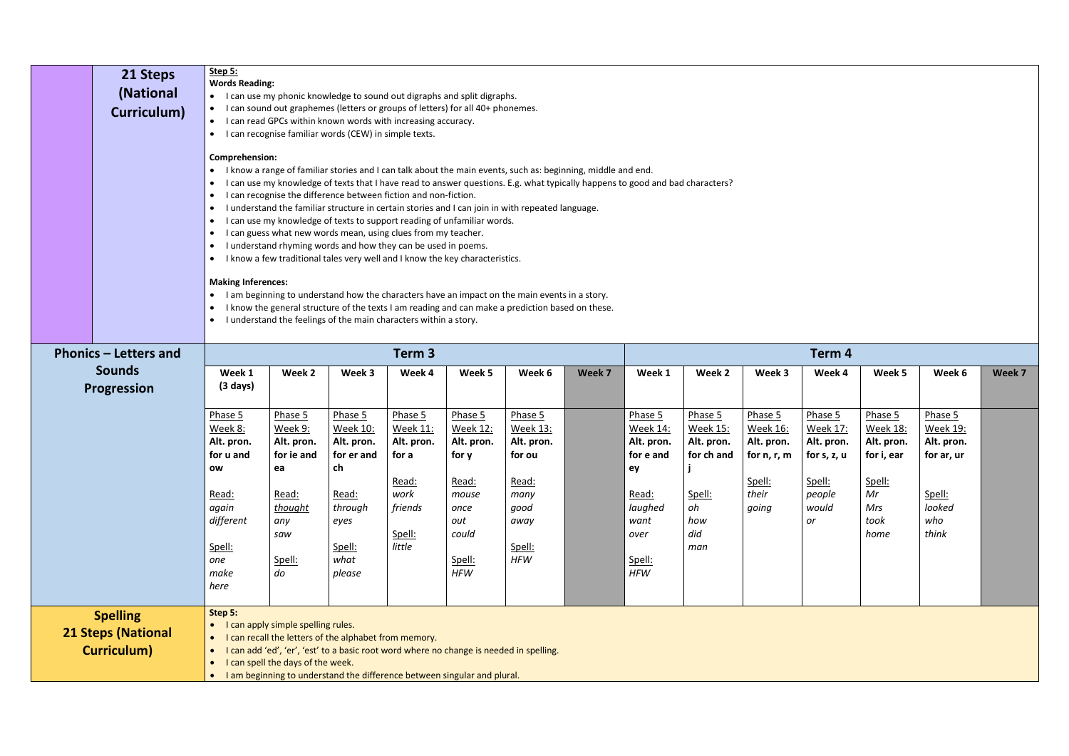## 21 Steps (National Curriculum)

**Step 5:**

**Words Reading:**

- I can use my phonic knowledge to sound out digraphs and split digraphs.
- I can sound out graphemes (letters or groups of letters) for all 40+ phonemes.
- I can read GPCs within known words with increasing accuracy.
- I can recognise familiar words (CEW) in simple texts.

**Comprehension:**

- I know a range of familiar stories and I can talk about the main events, such as: beginning, middle and end.
- I can use my knowledge of texts that I have read to answer questions. E.g. what typically happens to good and bad characters?
- I can recognise the difference between fiction and non-fiction.
- I understand the familiar structure in certain stories and I can join in with repeated language.
- I can use my knowledge of texts to support reading of unfamiliar words.
- I can guess what new words mean, using clues from my teacher.
- I understand rhyming words and how they can be used in poems.
- I know a few traditional tales very well and I know the key characteristics.

**Making Inferences:**

- I am beginning to understand how the characters have an impact on the main events in a story.
- I know the general structure of the texts I am reading and can make a prediction based on these.
- I understand the feelings of the main characters within a story.

## Phonics – Letters and Sounds Progression

| Term 3 | | | | | | | Term 4 | | | | | | |
|---|---|---|---|---|---|---|---|---|---|---|---|---|---|
| **Week 1 (3 days)** | **Week 2** | **Week 3** | **Week 4** | **Week 5** | **Week 6** | **Week 7** | **Week 1** | **Week 2** | **Week 3** | **Week 4** | **Week 5** | **Week 6** | **Week 7** |
| Phase 5 Week 8: **Alt. pron. for u and ow**<br><br>Read: *again different*<br><br>Spell: *one make here* | Phase 5 Week 9: **Alt. pron. for ie and ea**<br><br>Read: *thought any saw*<br><br>Spell: *do* | Phase 5 Week 10: **Alt. pron. for er and ch**<br><br>Read: *through eyes*<br><br>Spell: *what please* | Phase 5 Week 11: **Alt. pron. for a**<br><br>Read: *work friends*<br><br>Spell: *little* | Phase 5 Week 12: **Alt. pron. for y**<br><br>Read: *mouse once out could*<br><br>Spell: *HFW* | Phase 5 Week 13: **Alt. pron. for ou**<br><br>Read: *many good away*<br><br>Spell: *HFW* | | Phase 5 Week 14: **Alt. pron. for e and ey**<br><br>Read: *laughed want over*<br><br>Spell: *HFW* | Phase 5 Week 15: **Alt. pron. for ch and j**<br><br>Spell: *oh how did man* | Phase 5 Week 16: **Alt. pron. for n, r, m**<br><br>Spell: *their going* | Phase 5 Week 17: **Alt. pron. for s, z, u**<br><br>Spell: *people would or* | Phase 5 Week 18: **Alt. pron. for i, ear**<br><br>Spell: *Mr Mrs took home* | Phase 5 Week 19: **Alt. pron. for ar, ur**<br><br>Spell: *looked who think* | |

## Spelling 21 Steps (National Curriculum)

**Step 5:**

- I can apply simple spelling rules.
- I can recall the letters of the alphabet from memory.
- I can add 'ed', 'er', 'est' to a basic root word where no change is needed in spelling.
- I can spell the days of the week.
- I am beginning to understand the difference between singular and plural.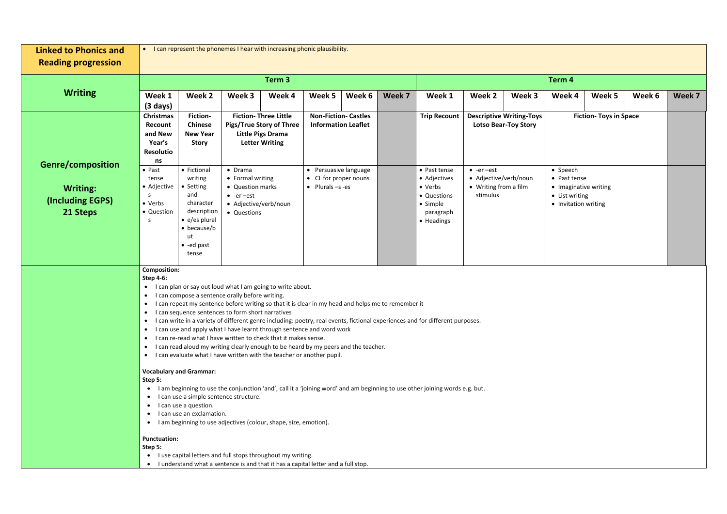| Linked to Phonics and Reading progression | • I can represent the phonemes I hear with increasing phonic plausibility. | | | | | | | | | | | | | |
|---|---|---|---|---|---|---|---|---|---|---|---|---|---|---|
| **Writing** | **Term 3** | | | | | | | **Term 4** | | | | | | |
| | **Week 1 (3 days)** | **Week 2** | **Week 3** | **Week 4** | **Week 5** | **Week 6** | **Week 7** | **Week 1** | **Week 2** | **Week 3** | **Week 4** | **Week 5** | **Week 6** | **Week 7** |
| **Genre/composition** **Writing: (Including EGPS) 21 Steps** | **Christmas Recount and New Year's Resolutions** | **Fiction- Chinese New Year Story** | **Fiction- Three Little Pigs/True Story of Three Little Pigs Drama Letter Writing** | | **Non-Fiction- Castles Information Leaflet** | | | **Trip Recount** | **Descriptive Writing-Toys Lotso Bear-Toy Story** | | **Fiction- Toys in Space** | | | |
| | • Past tense • Adjectives • Verbs • Questions | • Fictional writing • Setting and character description • e/es plural • because/but • -ed past tense | • Drama • Formal writing • Question marks • -er –est • Adjective/verb/noun • Questions | | • Persuasive language • CL for proper nouns • Plurals –s -es | | | • Past tense • Adjectives • Verbs • Questions • Simple paragraph • Headings | • -er –est • Adjective/verb/noun • Writing from a film stimulus | | • Speech • Past tense • Imaginative writing • List writing • Invitation writing | | | |

**Composition:**
**Step 4-6:**
- I can plan or say out loud what I am going to write about.
- I can compose a sentence orally before writing.
- I can repeat my sentence before writing so that it is clear in my head and helps me to remember it
- I can sequence sentences to form short narratives
- I can write in a variety of different genre including: poetry, real events, fictional experiences and for different purposes.
- I can use and apply what I have learnt through sentence and word work
- I can re-read what I have written to check that it makes sense.
- I can read aloud my writing clearly enough to be heard by my peers and the teacher.
- I can evaluate what I have written with the teacher or another pupil.

**Vocabulary and Grammar:**
**Step 5:**
- I am beginning to use the conjunction 'and', call it a 'joining word' and am beginning to use other joining words e.g. but.
- I can use a simple sentence structure.
- I can use a question.
- I can use an exclamation.
- I am beginning to use adjectives (colour, shape, size, emotion).

**Punctuation:**
**Step 5:**
- I use capital letters and full stops throughout my writing.
- I understand what a sentence is and that it has a capital letter and a full stop.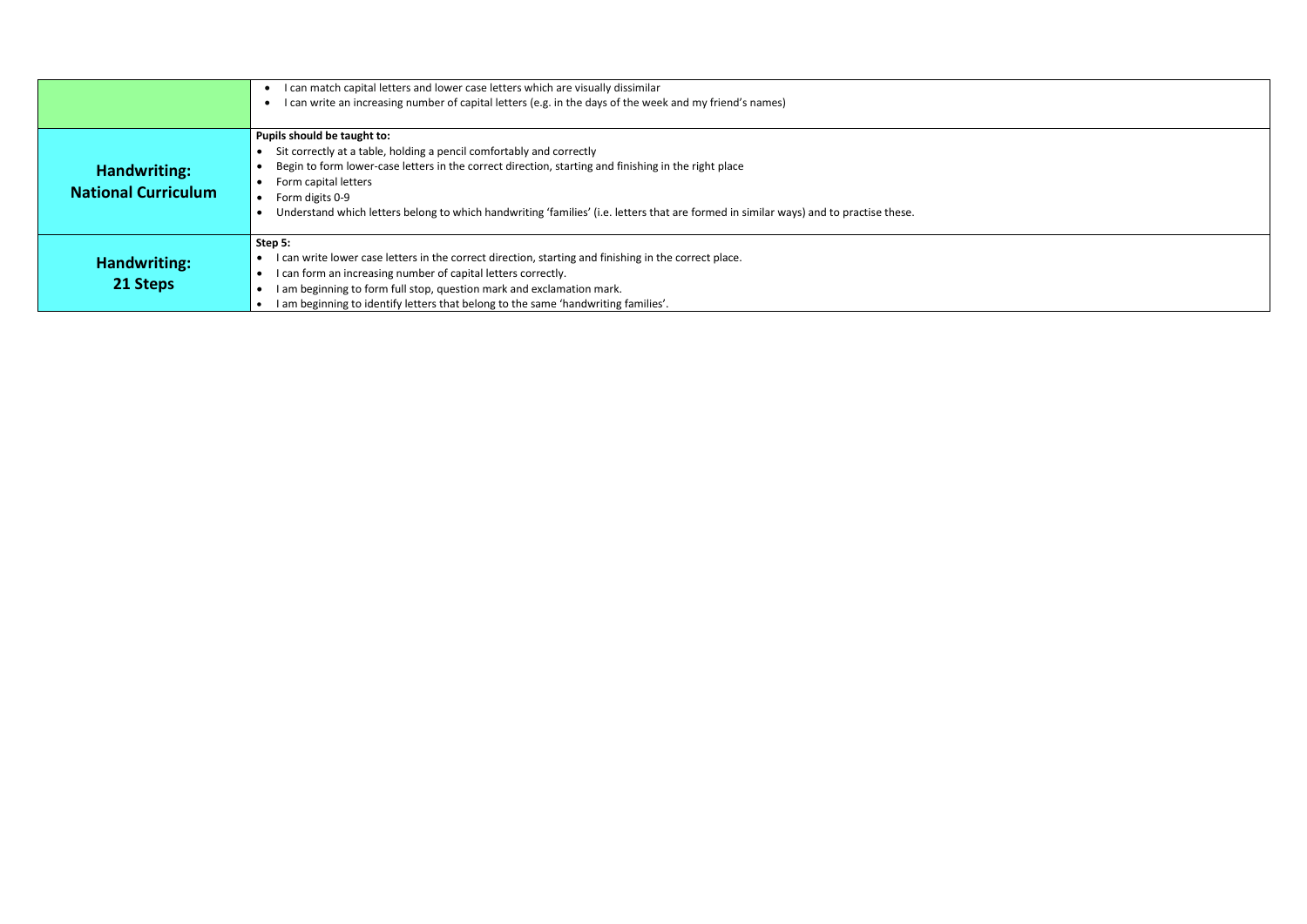| | |
|---|---|
| | • I can match capital letters and lower case letters which are visually dissimilar<br>• I can write an increasing number of capital letters (e.g. in the days of the week and my friend's names) |
| **Handwriting: National Curriculum** | **Pupils should be taught to:**<br>• Sit correctly at a table, holding a pencil comfortably and correctly<br>• Begin to form lower-case letters in the correct direction, starting and finishing in the right place<br>• Form capital letters<br>• Form digits 0-9<br>• Understand which letters belong to which handwriting 'families' (i.e. letters that are formed in similar ways) and to practise these. |
| **Handwriting: 21 Steps** | **Step 5:**<br>• I can write lower case letters in the correct direction, starting and finishing in the correct place.<br>• I can form an increasing number of capital letters correctly.<br>• I am beginning to form full stop, question mark and exclamation mark.<br>• I am beginning to identify letters that belong to the same 'handwriting families'. |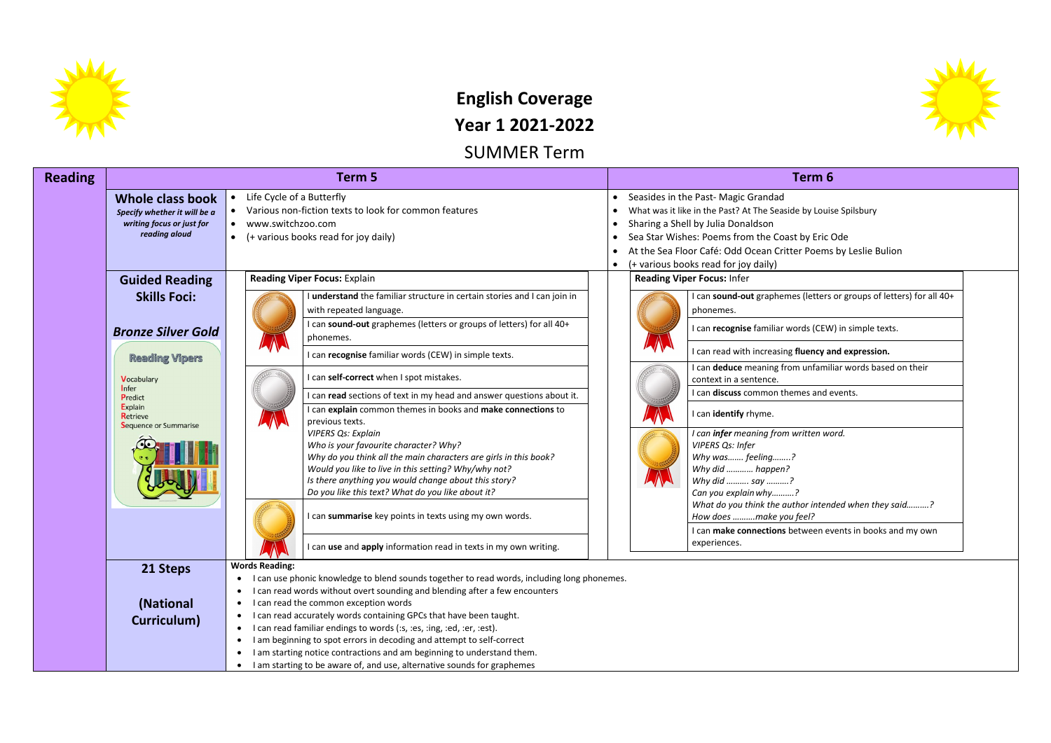# English Coverage

# Year 1 2021-2022

## SUMMER Term

| Reading | | Term 5 | Term 6 |
|---|---|---|---|
| | **Whole class book** *Specify whether it will be a writing focus or just for reading aloud* | • Life Cycle of a Butterfly<br>• Various non-fiction texts to look for common features<br>• www.switchzoo.com<br>• (+ various books read for joy daily) | • Seasides in the Past- Magic Grandad<br>• What was it like in the Past? At The Seaside by Louise Spilsbury<br>• Sharing a Shell by Julia Donaldson<br>• Sea Star Wishes: Poems from the Coast by Eric Ode<br>• At the Sea Floor Café: Odd Ocean Critter Poems by Leslie Bulion<br>• (+ various books read for joy daily) |
| | **Guided Reading Skills Foci:**<br><br>***Bronze Silver Gold***<br><br>**Reading Vipers**<br>**V**ocabulary<br>**I**nfer<br>**P**redict<br>**E**xplain<br>**R**etrieve<br>**S**equence or Summarise | **Reading Viper Focus:** Explain<br><br>**Bronze:**<br>I **understand** the familiar structure in certain stories and I can join in with repeated language.<br>I can **sound-out** graphemes (letters or groups of letters) for all 40+ phonemes.<br>I can **recognise** familiar words (CEW) in simple texts.<br><br>**Silver:**<br>I can **self-correct** when I spot mistakes.<br>I can **read** sections of text in my head and answer questions about it.<br>I can **explain** common themes in books and **make connections** to previous texts.<br>*VIPERS Qs: Explain*<br>*Who is your favourite character? Why?*<br>*Why do you think all the main characters are girls in this book?*<br>*Would you like to live in this setting? Why/why not?*<br>*Is there anything you would change about this story?*<br>*Do you like this text? What do you like about it?*<br><br>**Gold:**<br>I can **summarise** key points in texts using my own words.<br>I can **use** and **apply** information read in texts in my own writing. | **Reading Viper Focus:** Infer<br><br>**Bronze:**<br>I can **sound-out** graphemes (letters or groups of letters) for all 40+ phonemes.<br>I can **recognise** familiar words (CEW) in simple texts.<br>I can read with increasing **fluency and expression.**<br><br>**Silver:**<br>I can **deduce** meaning from unfamiliar words based on their context in a sentence.<br>I can **discuss** common themes and events.<br>I can **identify** rhyme.<br><br>**Gold:**<br>*I can **infer** meaning from written word.*<br>*VIPERS Qs: Infer*<br>*Why was……. feeling……..?*<br>*Why did ……….. happen?*<br>*Why did ………. say ……….?*<br>*Can you explain why……….?*<br>*What do you think the author intended when they said……….?*<br>*How does ……….make you feel?*<br>I can **make connections** between events in books and my own experiences. |
| | **21 Steps**<br><br>**(National Curriculum)** | **Words Reading:**<br>• I can use phonic knowledge to blend sounds together to read words, including long phonemes.<br>• I can read words without overt sounding and blending after a few encounters<br>• I can read the common exception words<br>• I can read accurately words containing GPCs that have been taught.<br>• I can read familiar endings to words (:s, :es, :ing, :ed, :er, :est).<br>• I am beginning to spot errors in decoding and attempt to self-correct<br>• I am starting notice contractions and am beginning to understand them.<br>• I am starting to be aware of, and use, alternative sounds for graphemes | |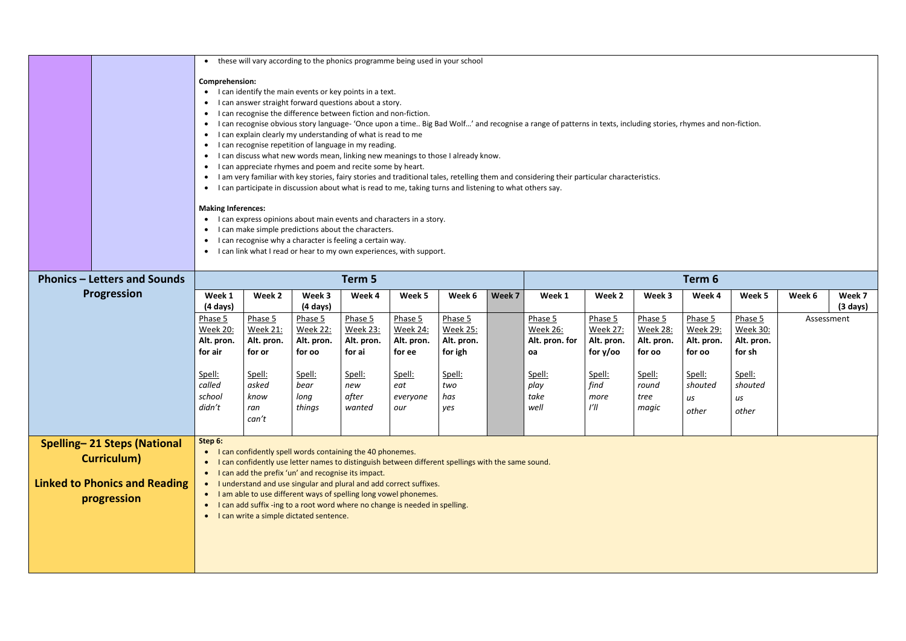- these will vary according to the phonics programme being used in your school

**Comprehension:**

- I can identify the main events or key points in a text.
- I can answer straight forward questions about a story.
- I can recognise the difference between fiction and non-fiction.
- I can recognise obvious story language- 'Once upon a time.. Big Bad Wolf…' and recognise a range of patterns in texts, including stories, rhymes and non-fiction.
- I can explain clearly my understanding of what is read to me
- I can recognise repetition of language in my reading.
- I can discuss what new words mean, linking new meanings to those I already know.
- I can appreciate rhymes and poem and recite some by heart.
- I am very familiar with key stories, fairy stories and traditional tales, retelling them and considering their particular characteristics.
- I can participate in discussion about what is read to me, taking turns and listening to what others say.

**Making Inferences:**

- I can express opinions about main events and characters in a story.
- I can make simple predictions about the characters.
- I can recognise why a character is feeling a certain way.
- I can link what I read or hear to my own experiences, with support.

## Phonics – Letters and Sounds Progression

| Term 5 | | | | | | | Term 6 | | | | | | |
|---|---|---|---|---|---|---|---|---|---|---|---|---|---|
| **Week 1 (4 days)** | **Week 2** | **Week 3 (4 days)** | **Week 4** | **Week 5** | **Week 6** | **Week 7** | **Week 1** | **Week 2** | **Week 3** | **Week 4** | **Week 5** | **Week 6** | **Week 7 (3 days)** |
| Phase 5 Week 20: **Alt. pron. for air**<br><br>Spell: *called school didn't* | Phase 5 Week 21: **Alt. pron. for or**<br><br>Spell: *asked know ran can't* | Phase 5 Week 22: **Alt. pron. for oo**<br><br>Spell: *bear long things* | Phase 5 Week 23: **Alt. pron. for ai**<br><br>Spell: *new after wanted* | Phase 5 Week 24: **Alt. pron. for ee**<br><br>Spell: *eat everyone our* | Phase 5 Week 25: **Alt. pron. for igh**<br><br>Spell: *two has yes* | | Phase 5 Week 26: **Alt. pron. for oa**<br><br>Spell: *play take well* | Phase 5 Week 27: **Alt. pron. for y/oo**<br><br>Spell: *find more I'll* | Phase 5 Week 28: **Alt. pron. for oo**<br><br>Spell: *round tree magic* | Phase 5 Week 29: **Alt. pron. for oo**<br><br>Spell: *shouted us other* | Phase 5 Week 30: **Alt. pron. for sh**<br><br>Spell: *shouted us other* | Assessment | |

## Spelling– 21 Steps (National Curriculum)

## Linked to Phonics and Reading progression

**Step 6:**

- I can confidently spell words containing the 40 phonemes.
- I can confidently use letter names to distinguish between different spellings with the same sound.
- I can add the prefix 'un' and recognise its impact.
- I understand and use singular and plural and add correct suffixes.
- I am able to use different ways of spelling long vowel phonemes.
- I can add suffix -ing to a root word where no change is needed in spelling.
- I can write a simple dictated sentence.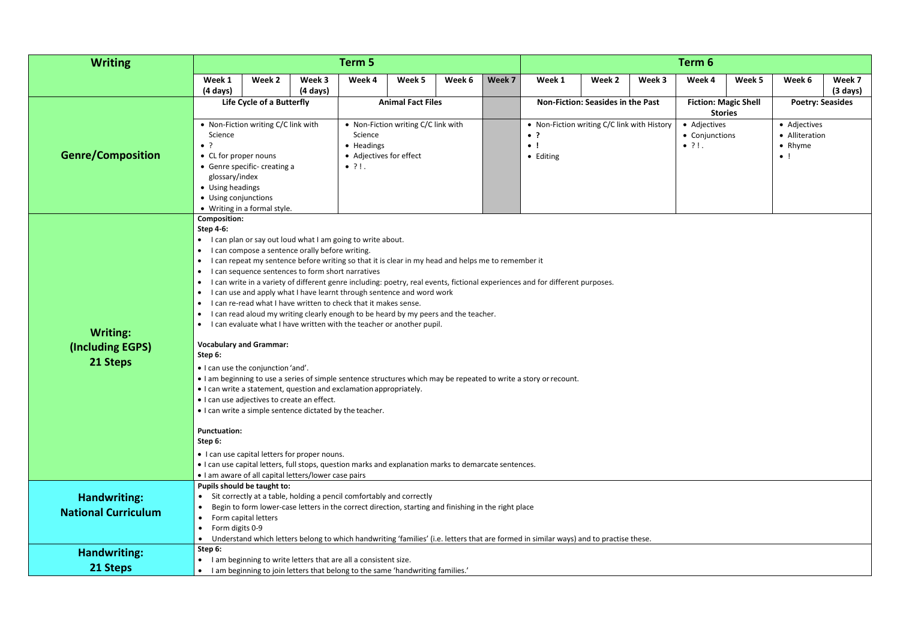| Writing | Term 5 | | | | | | | Term 6 | | | | | | |
|---|---|---|---|---|---|---|---|---|---|---|---|---|---|---|
| | Week 1 (4 days) | Week 2 | Week 3 (4 days) | Week 4 | Week 5 | Week 6 | Week 7 | Week 1 | Week 2 | Week 3 | Week 4 | Week 5 | Week 6 | Week 7 (3 days) |
| | Life Cycle of a Butterfly | | | Animal Fact Files | | | | Non-Fiction: Seasides in the Past | | | Fiction: Magic Shell Stories | | Poetry: Seasides | |
| **Genre/Composition** | • Non-Fiction writing C/C link with Science<br>• ?<br>• CL for proper nouns<br>• Genre specific- creating a glossary/index<br>• Using headings<br>• Using conjunctions<br>• Writing in a formal style. | | | • Non-Fiction writing C/C link with Science<br>• Headings<br>• Adjectives for effect<br>• ? ! . | | | | • Non-Fiction writing C/C link with History<br>• ?<br>• !<br>• Editing | | | • Adjectives<br>• Conjunctions<br>• ? ! . | | • Adjectives<br>• Alliteration<br>• Rhyme<br>• ! | |

## Writing: (Including EGPS) 21 Steps

**Composition:**

**Step 4-6:**

- I can plan or say out loud what I am going to write about.
- I can compose a sentence orally before writing.
- I can repeat my sentence before writing so that it is clear in my head and helps me to remember it
- I can sequence sentences to form short narratives
- I can write in a variety of different genre including: poetry, real events, fictional experiences and for different purposes.
- I can use and apply what I have learnt through sentence and word work
- I can re-read what I have written to check that it makes sense.
- I can read aloud my writing clearly enough to be heard by my peers and the teacher.
- I can evaluate what I have written with the teacher or another pupil.

**Vocabulary and Grammar:**

**Step 6:**

- I can use the conjunction 'and'.
- I am beginning to use a series of simple sentence structures which may be repeated to write a story or recount.
- I can write a statement, question and exclamation appropriately.
- I can use adjectives to create an effect.
- I can write a simple sentence dictated by the teacher.

**Punctuation:**

**Step 6:**

- I can use capital letters for proper nouns.
- I can use capital letters, full stops, question marks and explanation marks to demarcate sentences.
- I am aware of all capital letters/lower case pairs

## Handwriting: National Curriculum

**Pupils should be taught to:**

- Sit correctly at a table, holding a pencil comfortably and correctly
- Begin to form lower-case letters in the correct direction, starting and finishing in the right place
- Form capital letters
- Form digits 0-9
- Understand which letters belong to which handwriting 'families' (i.e. letters that are formed in similar ways) and to practise these.

## Handwriting: 21 Steps

**Step 6:**

- I am beginning to write letters that are all a consistent size.
- I am beginning to join letters that belong to the same 'handwriting families.'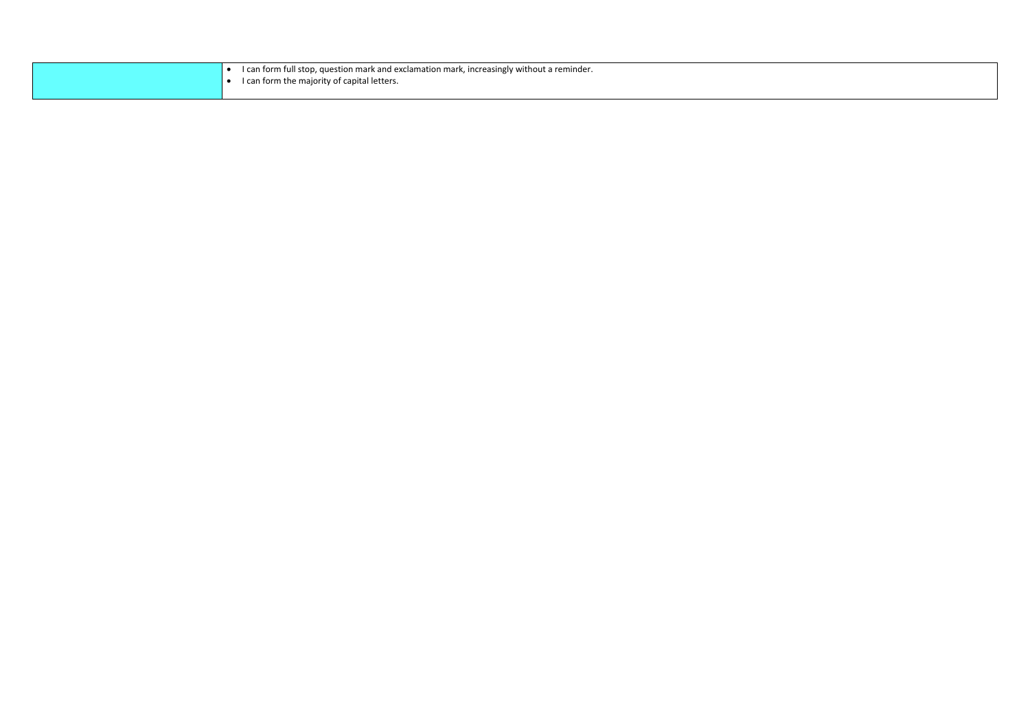| | |
|---|---|
| | • I can form full stop, question mark and exclamation mark, increasingly without a reminder.<br>• I can form the majority of capital letters. |